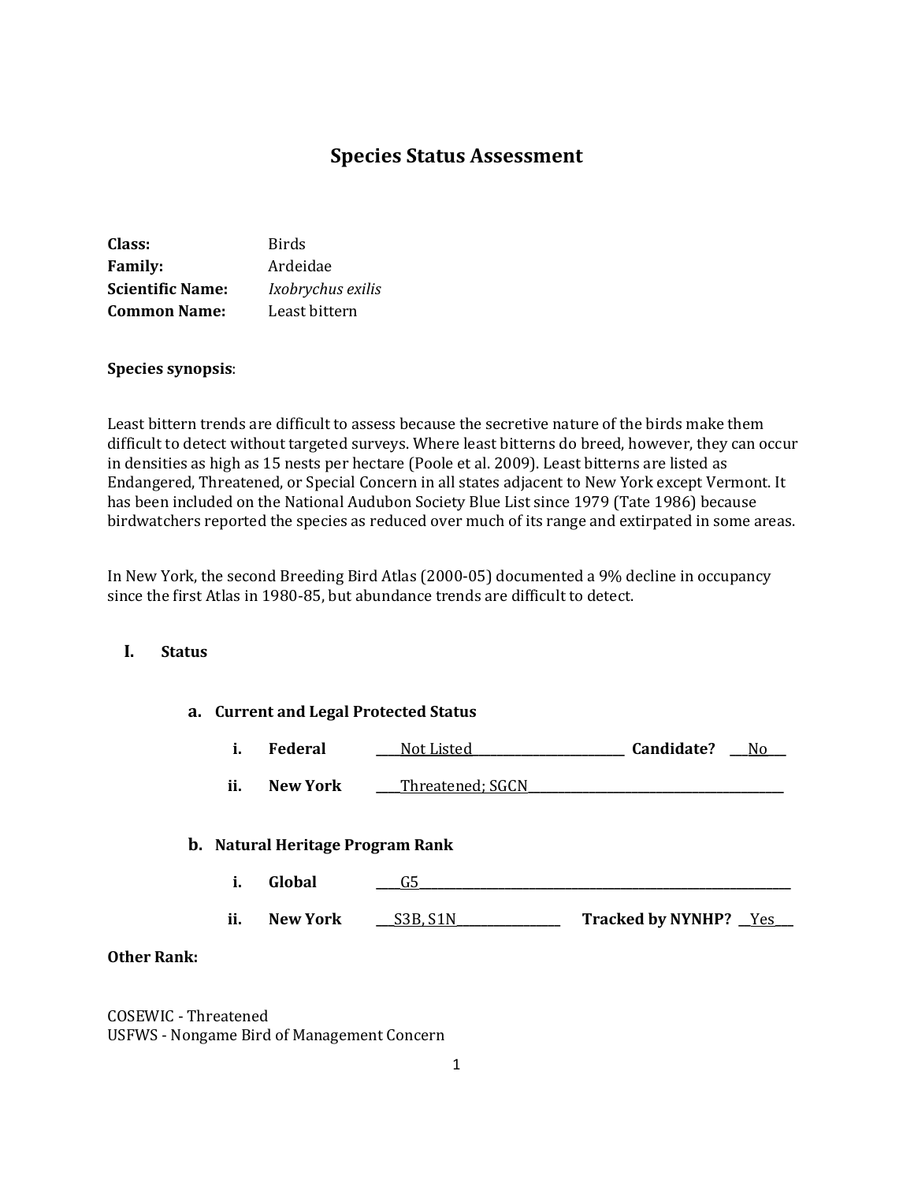# Species Status Assessment

**Class:** Birds
**Family:** Ardeidae
**Scientific Name:** *Ixobrychus exilis*
**Common Name:** Least bittern

**Species synopsis**:

Least bittern trends are difficult to assess because the secretive nature of the birds make them difficult to detect without targeted surveys. Where least bitterns do breed, however, they can occur in densities as high as 15 nests per hectare (Poole et al. 2009). Least bitterns are listed as Endangered, Threatened, or Special Concern in all states adjacent to New York except Vermont. It has been included on the National Audubon Society Blue List since 1979 (Tate 1986) because birdwatchers reported the species as reduced over much of its range and extirpated in some areas.

In New York, the second Breeding Bird Atlas (2000-05) documented a 9% decline in occupancy since the first Atlas in 1980-85, but abundance trends are difficult to detect.

## I. Status

### a. Current and Legal Protected Status

i. **Federal** ____Not Listed____ **Candidate?** ___No___

ii. **New York** ____Threatened; SGCN____

### b. Natural Heritage Program Rank

i. **Global** ____G5____

ii. **New York** ___S3B, S1N___ **Tracked by NYNHP?** __Yes___

**Other Rank:**

COSEWIC - Threatened
USFWS - Nongame Bird of Management Concern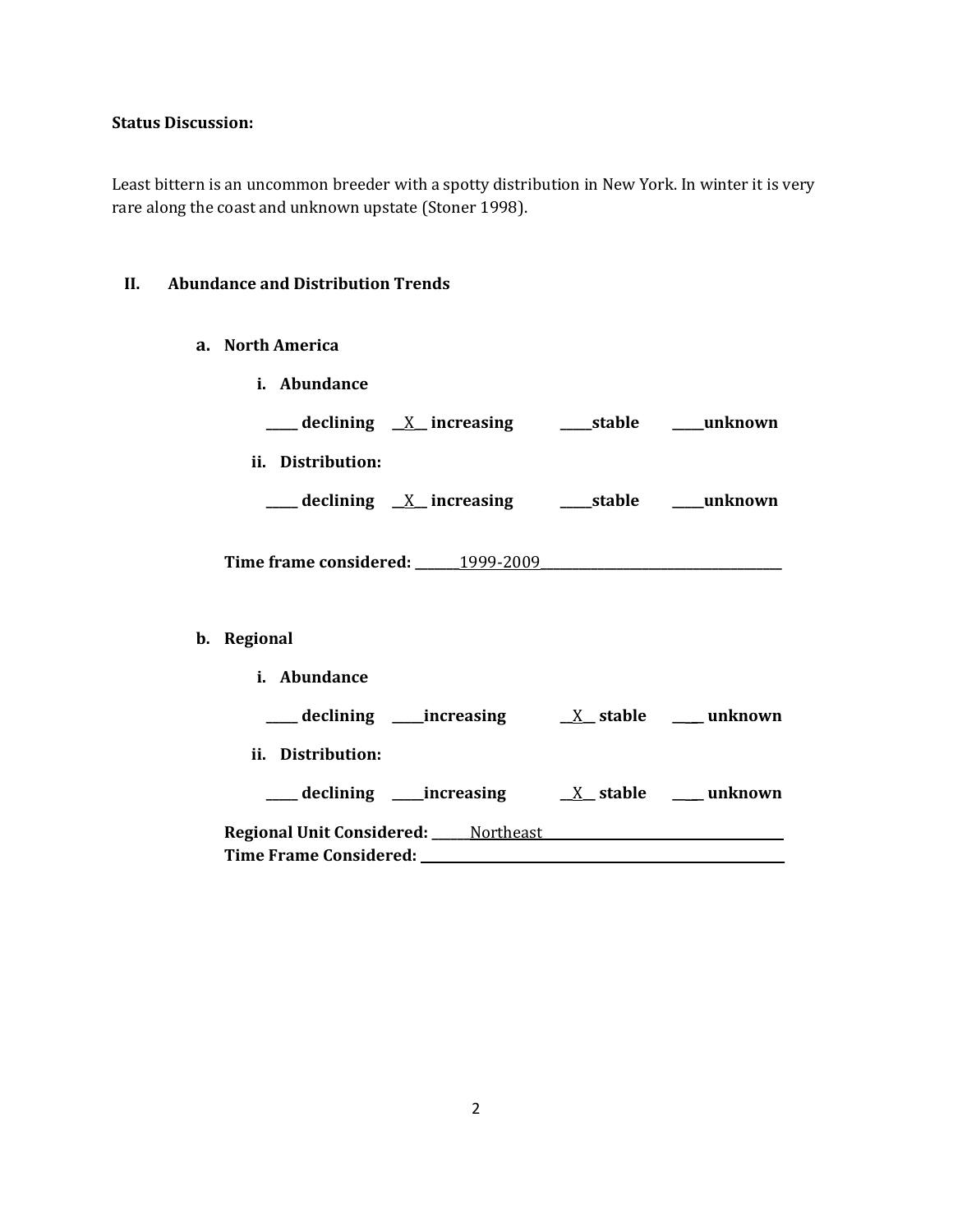**Status Discussion:**

Least bittern is an uncommon breeder with a spotty distribution in New York. In winter it is very rare along the coast and unknown upstate (Stoner 1998).

## II. Abundance and Distribution Trends

### a. North America

**i. Abundance**

**_____ declining __X__ increasing _____stable _____unknown**

**ii. Distribution:**

**_____ declining __X__ increasing _____stable _____unknown**

**Time frame considered:** _______1999-2009_______

### b. Regional

**i. Abundance**

**_____ declining _____increasing __X__ stable _____ unknown**

**ii. Distribution:**

**_____ declining _____increasing __X__ stable _____ unknown**

**Regional Unit Considered:** ______Northeast______
**Time Frame Considered:** ____________________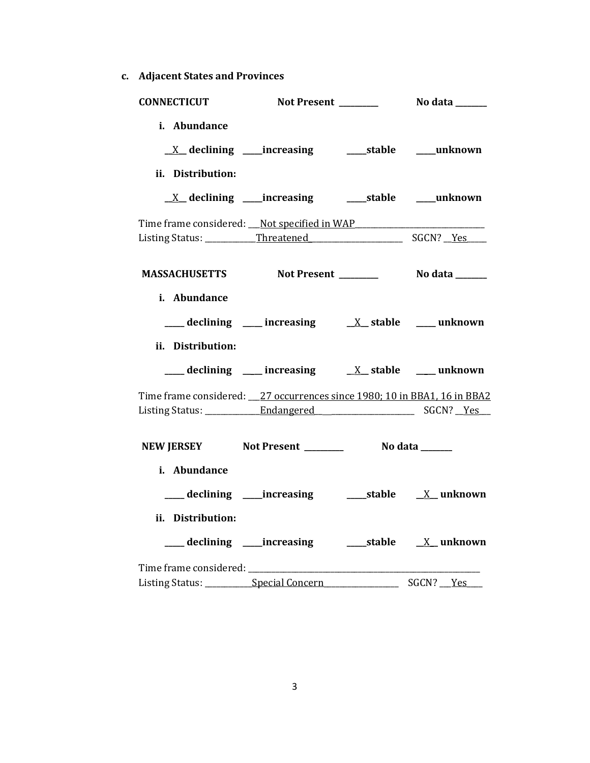**c. Adjacent States and Provinces**

**CONNECTICUT** **Not Present** _________ **No data** _______

**i. Abundance**

__X__ **declining** ____**increasing** ____**stable** ____**unknown**

**ii. Distribution:**

__X__ **declining** ____**increasing** ____**stable** ____**unknown**

Time frame considered: ___Not specified in WAP_______________________________

Listing Status: ____________Threatened_______________________ SGCN? __Yes_____

**MASSACHUSETTS** **Not Present** _________ **No data** _______

**i. Abundance**

_____ **declining** ____ **increasing** __X__ **stable** ____ **unknown**

**ii. Distribution:**

_____ **declining** ____ **increasing** __X__ **stable** ____ **unknown**

Time frame considered: ___27 occurrences since 1980; 10 in BBA1, 16 in BBA2

Listing Status: ______________Endangered______________________ SGCN? __Yes___

**NEW JERSEY** **Not Present** _________ **No data** _______

**i. Abundance**

_____ **declining** ____**increasing** ____**stable** __X__ **unknown**

**ii. Distribution:**

_____ **declining** ____**increasing** ____**stable** __X__ **unknown**

Time frame considered: ___________________________________________________________

Listing Status: ___________Special Concern__________________ SGCN? ___Yes____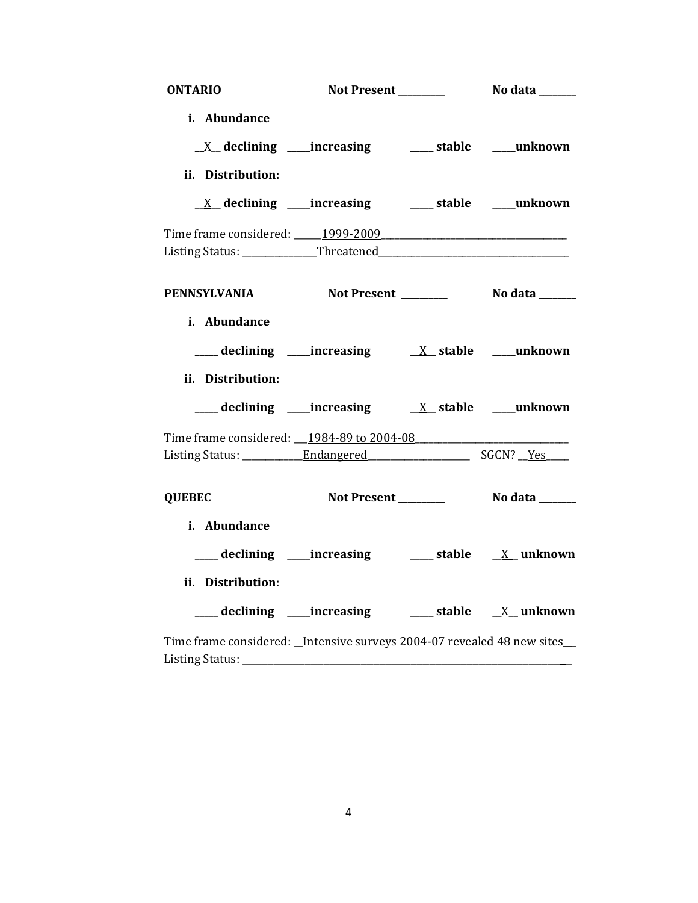**ONTARIO** **Not Present \_\_\_\_\_\_\_\_\_** **No data \_\_\_\_\_\_\_\_**

**i. Abundance**

\_\_X\_\_ **declining** \_\_\_\_\_**increasing** \_\_\_\_\_ **stable** \_\_\_\_\_**unknown**

**ii. Distribution:**

\_\_X\_\_ **declining** \_\_\_\_\_**increasing** \_\_\_\_\_ **stable** \_\_\_\_\_**unknown**

Time frame considered: \_\_\_\_\_\_1999-2009\_\_\_\_\_\_\_\_\_\_\_\_\_\_\_\_\_\_\_\_\_\_\_\_\_\_\_\_\_\_\_\_\_\_\_\_\_\_\_

Listing Status: \_\_\_\_\_\_\_\_\_\_\_\_\_\_\_\_Threatened\_\_\_\_\_\_\_\_\_\_\_\_\_\_\_\_\_\_\_\_\_\_\_\_\_\_\_\_\_\_\_\_\_\_\_\_\_\_\_\_

**PENNSYLVANIA** **Not Present \_\_\_\_\_\_\_\_\_** **No data \_\_\_\_\_\_\_\_**

**i. Abundance**

\_\_\_\_\_ **declining** \_\_\_\_\_**increasing** \_\_X\_\_ **stable** \_\_\_\_\_**unknown**

**ii. Distribution:**

\_\_\_\_\_ **declining** \_\_\_\_\_**increasing** \_\_X\_\_ **stable** \_\_\_\_\_**unknown**

Time frame considered: \_\_\_1984-89 to 2004-08\_\_\_\_\_\_\_\_\_\_\_\_\_\_\_\_\_\_\_\_\_\_\_\_\_\_\_\_\_\_\_

Listing Status: \_\_\_\_\_\_\_\_\_\_\_\_\_Endangered\_\_\_\_\_\_\_\_\_\_\_\_\_\_\_\_\_\_\_\_\_ SGCN? \_\_Yes\_\_\_\_\_

**QUEBEC** **Not Present \_\_\_\_\_\_\_\_\_** **No data \_\_\_\_\_\_\_\_**

**i. Abundance**

\_\_\_\_\_ **declining** \_\_\_\_\_**increasing** \_\_\_\_\_ **stable** \_\_X\_\_ **unknown**

**ii. Distribution:**

\_\_\_\_\_ **declining** \_\_\_\_\_**increasing** \_\_\_\_\_ **stable** \_\_X\_\_ **unknown**

Time frame considered: \_\_Intensive surveys 2004-07 revealed 48 new sites\_\_

Listing Status: \_\_\_\_\_\_\_\_\_\_\_\_\_\_\_\_\_\_\_\_\_\_\_\_\_\_\_\_\_\_\_\_\_\_\_\_\_\_\_\_\_\_\_\_\_\_\_\_\_\_\_\_\_\_\_\_\_\_\_\_\_\_\_\_\_\_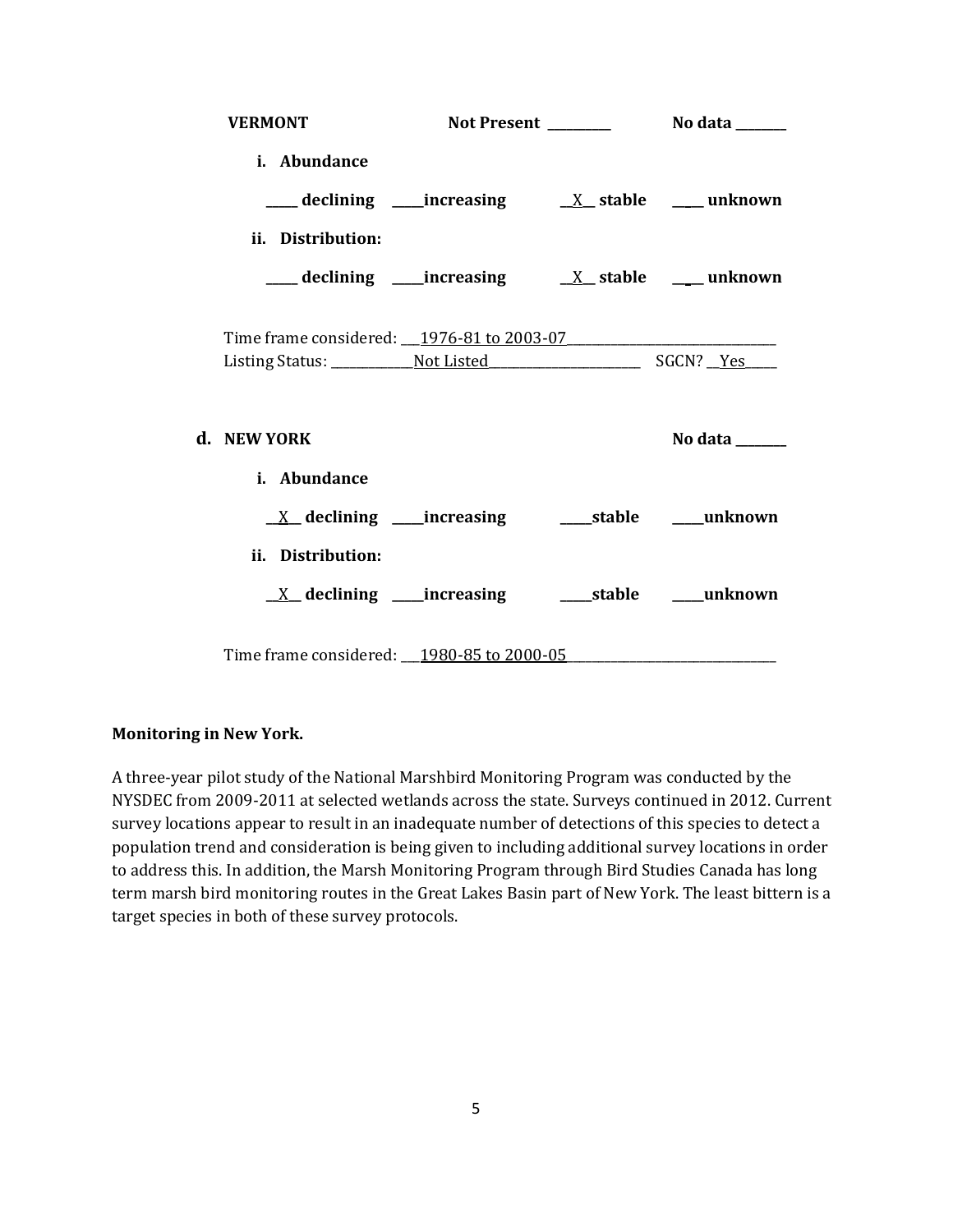**VERMONT** **Not Present \_\_\_\_\_\_\_\_\_\_** **No data \_\_\_\_\_\_\_\_**

**i. Abundance**

\_\_\_\_\_ **declining** \_\_\_\_\_**increasing** \_\_X\_\_ **stable** \_\_\_\_ **unknown**

**ii. Distribution:**

\_\_\_\_\_ **declining** \_\_\_\_\_**increasing** \_\_X\_\_ **stable** \_\_\_\_ **unknown**

Time frame considered: \_\_\_1976-81 to 2003-07\_\_\_\_\_\_\_\_\_\_\_\_\_\_\_\_\_\_\_\_\_\_\_\_\_\_\_\_\_\_\_\_\_

Listing Status: \_\_\_\_\_\_\_\_\_\_\_\_\_Not Listed\_\_\_\_\_\_\_\_\_\_\_\_\_\_\_\_\_\_\_\_\_\_\_\_\_\_ SGCN? \_\_Yes\_\_\_\_\_

**d. NEW YORK** **No data \_\_\_\_\_\_\_\_**

**i. Abundance**

\_\_X\_\_ **declining** \_\_\_\_\_**increasing** \_\_\_\_\_**stable** \_\_\_\_\_**unknown**

**ii. Distribution:**

\_\_X\_\_ **declining** \_\_\_\_\_**increasing** \_\_\_\_\_**stable** \_\_\_\_\_**unknown**

Time frame considered: \_\_\_1980-85 to 2000-05\_\_\_\_\_\_\_\_\_\_\_\_\_\_\_\_\_\_\_\_\_\_\_\_\_\_\_\_\_\_\_\_\_\_\_

**Monitoring in New York.**

A three-year pilot study of the National Marshbird Monitoring Program was conducted by the NYSDEC from 2009-2011 at selected wetlands across the state. Surveys continued in 2012. Current survey locations appear to result in an inadequate number of detections of this species to detect a population trend and consideration is being given to including additional survey locations in order to address this. In addition, the Marsh Monitoring Program through Bird Studies Canada has long term marsh bird monitoring routes in the Great Lakes Basin part of New York. The least bittern is a target species in both of these survey protocols.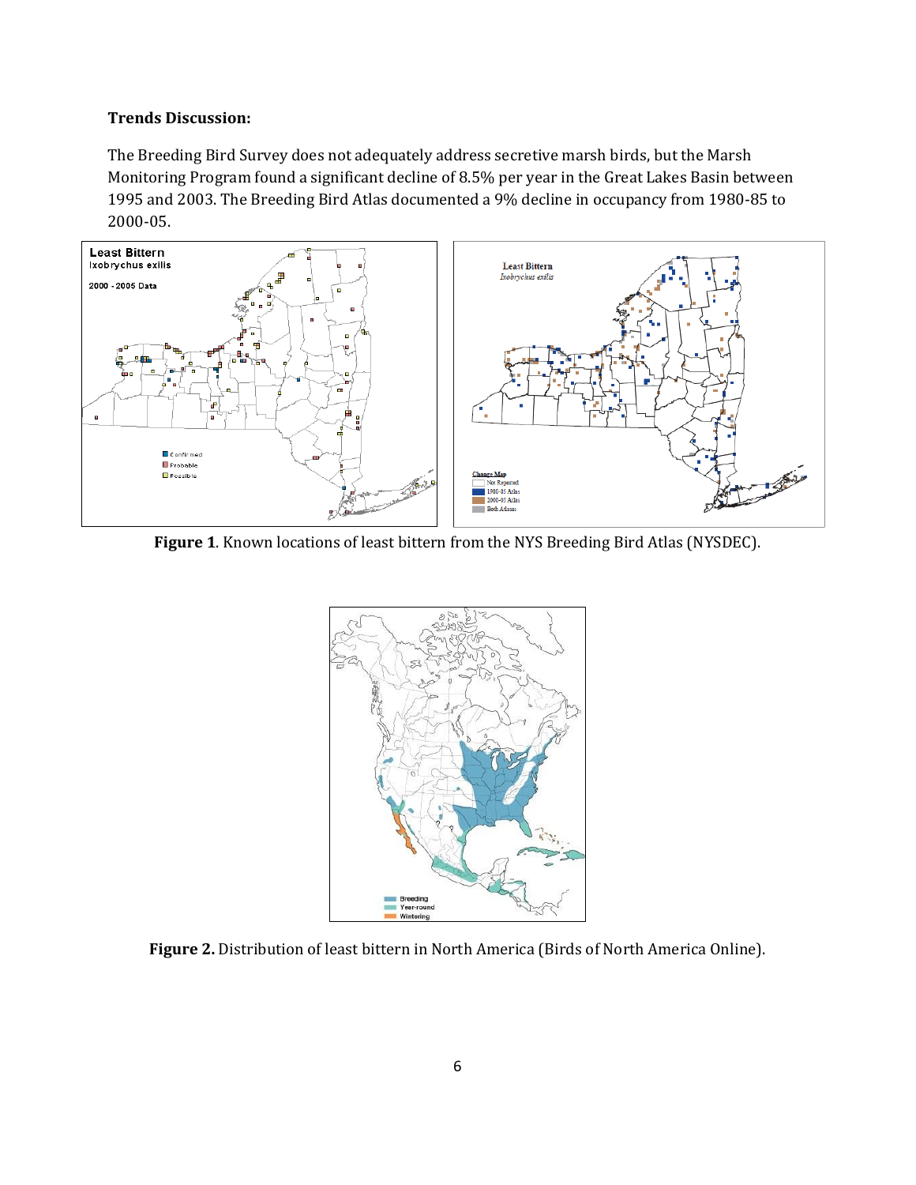**Trends Discussion:**

The Breeding Bird Survey does not adequately address secretive marsh birds, but the Marsh Monitoring Program found a significant decline of 8.5% per year in the Great Lakes Basin between 1995 and 2003. The Breeding Bird Atlas documented a 9% decline in occupancy from 1980-85 to 2000-05.

**Figure 1**. Known locations of least bittern from the NYS Breeding Bird Atlas (NYSDEC).

**Figure 2.** Distribution of least bittern in North America (Birds of North America Online).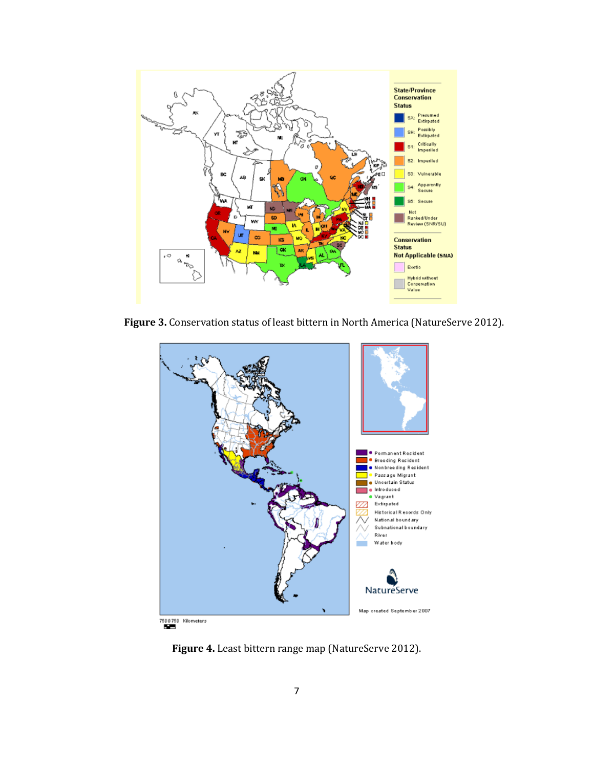**Figure 3.** Conservation status of least bittern in North America (NatureServe 2012).

**Figure 4.** Least bittern range map (NatureServe 2012).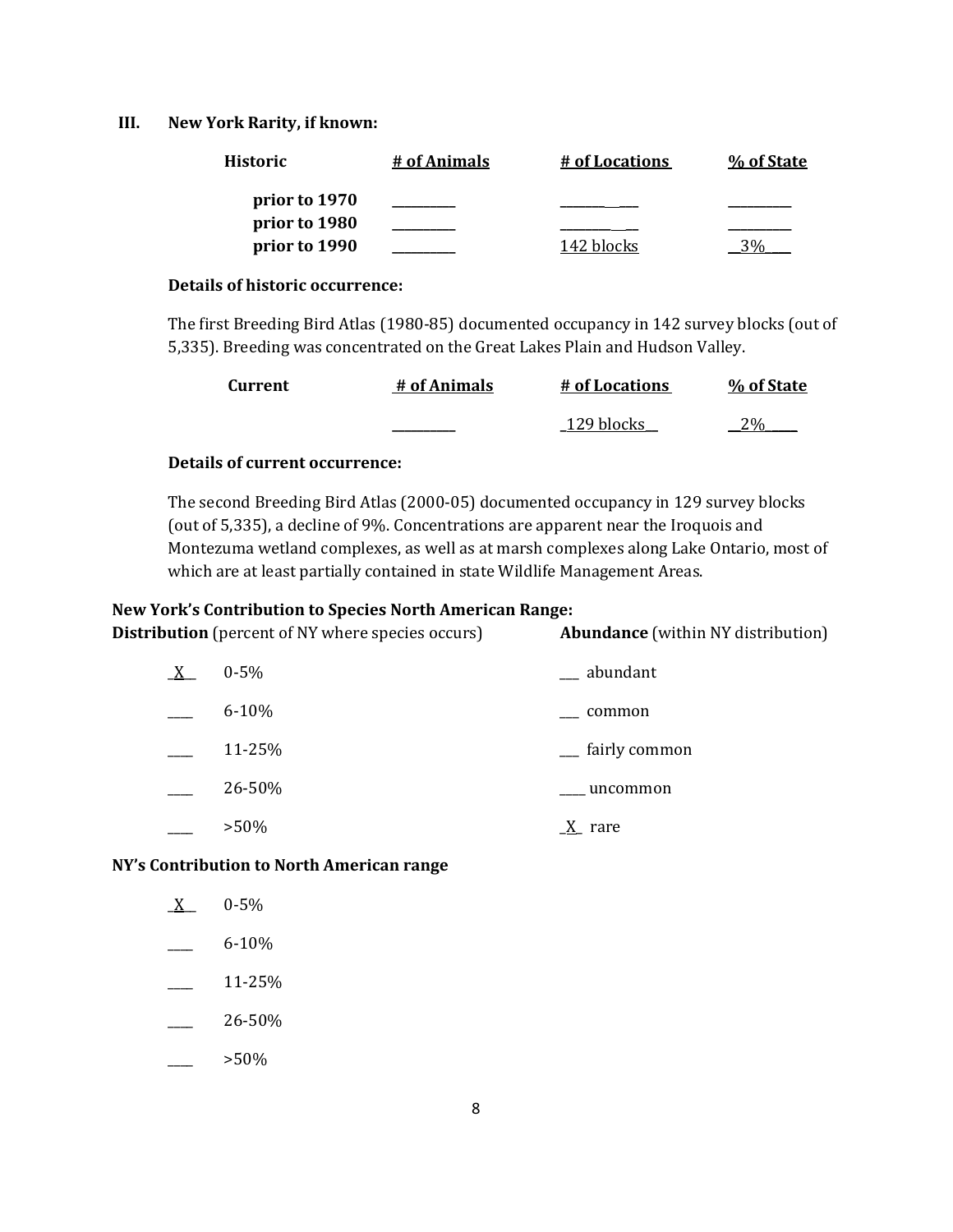### III. New York Rarity, if known:

| Historic | # of Animals | # of Locations | % of State |
|---|---|---|---|
| prior to 1970 | ________ | ________ | ________ |
| prior to 1980 | ________ | ________ | ________ |
| prior to 1990 | ________ | 142 blocks | 3% |

**Details of historic occurrence:**

The first Breeding Bird Atlas (1980-85) documented occupancy in 142 survey blocks (out of 5,335). Breeding was concentrated on the Great Lakes Plain and Hudson Valley.

| Current | # of Animals | # of Locations | % of State |
|---|---|---|---|
| | ________ | 129 blocks | 2% |

**Details of current occurrence:**

The second Breeding Bird Atlas (2000-05) documented occupancy in 129 survey blocks (out of 5,335), a decline of 9%. Concentrations are apparent near the Iroquois and Montezuma wetland complexes, as well as at marsh complexes along Lake Ontario, most of which are at least partially contained in state Wildlife Management Areas.

**New York's Contribution to Species North American Range:**

**Distribution** (percent of NY where species occurs)

- _X_ 0-5%
- ___ 6-10%
- ___ 11-25%
- ___ 26-50%
- ___ >50%

**Abundance** (within NY distribution)

- ___ abundant
- ___ common
- ___ fairly common
- ___ uncommon
- _X_ rare

**NY's Contribution to North American range**

- _X_ 0-5%
- ___ 6-10%
- ___ 11-25%
- ___ 26-50%
- ___ >50%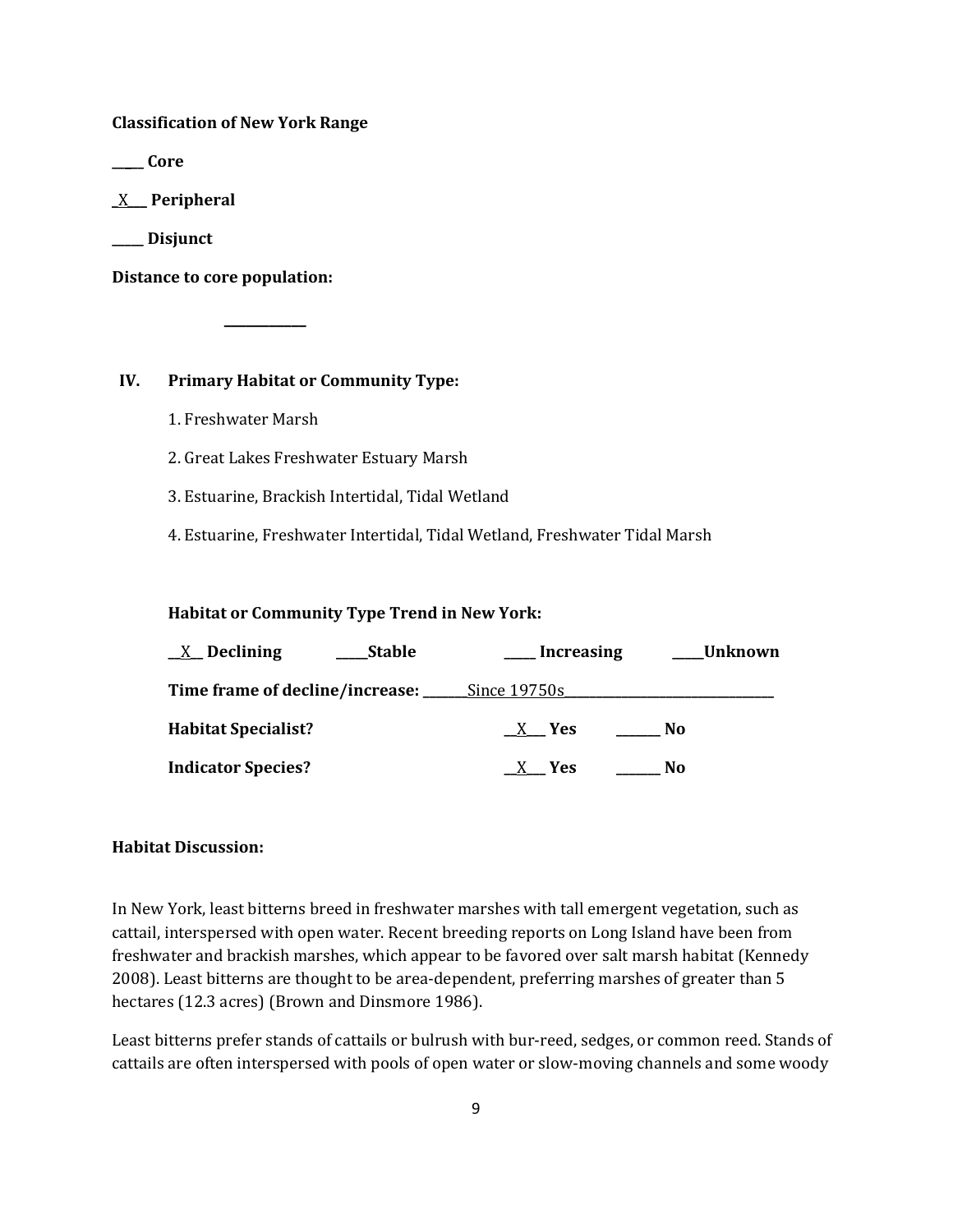**Classification of New York Range**

_____ **Core**

_X___ **Peripheral**

_____ **Disjunct**

**Distance to core population:**

____________

## IV. Primary Habitat or Community Type:

1. Freshwater Marsh
2. Great Lakes Freshwater Estuary Marsh
3. Estuarine, Brackish Intertidal, Tidal Wetland
4. Estuarine, Freshwater Intertidal, Tidal Wetland, Freshwater Tidal Marsh

**Habitat or Community Type Trend in New York:**

__X__ **Declining** _____**Stable** _____ **Increasing** _____**Unknown**

**Time frame of decline/increase:** _______Since 19750s________________________________

**Habitat Specialist?** __X___ **Yes** _______ **No**

**Indicator Species?** __X___ **Yes** _______ **No**

**Habitat Discussion:**

In New York, least bitterns breed in freshwater marshes with tall emergent vegetation, such as cattail, interspersed with open water. Recent breeding reports on Long Island have been from freshwater and brackish marshes, which appear to be favored over salt marsh habitat (Kennedy 2008). Least bitterns are thought to be area-dependent, preferring marshes of greater than 5 hectares (12.3 acres) (Brown and Dinsmore 1986).

Least bitterns prefer stands of cattails or bulrush with bur-reed, sedges, or common reed. Stands of cattails are often interspersed with pools of open water or slow-moving channels and some woody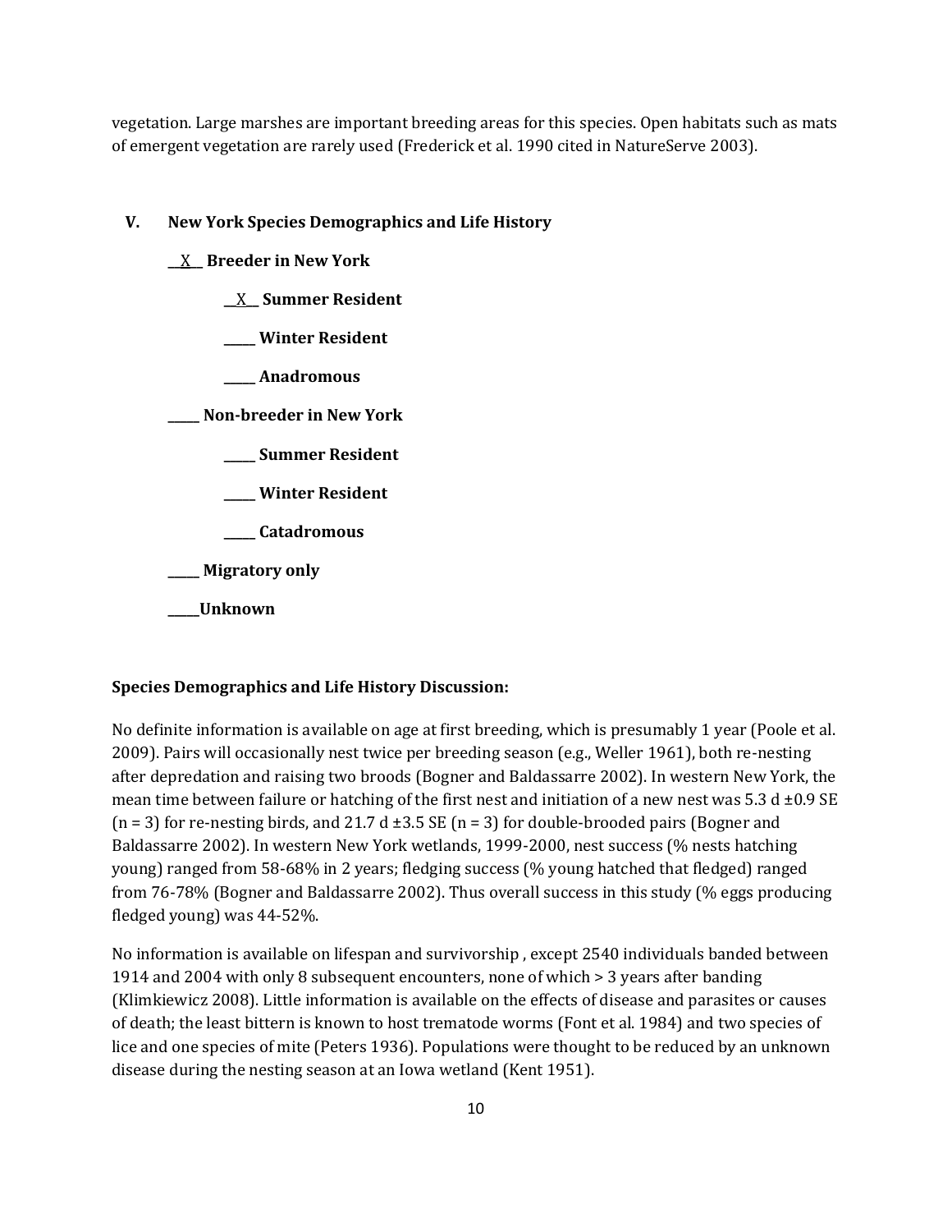vegetation. Large marshes are important breeding areas for this species. Open habitats such as mats of emergent vegetation are rarely used (Frederick et al. 1990 cited in NatureServe 2003).

## V. New York Species Demographics and Life History

**__X__ Breeder in New York**

- **__X__ Summer Resident**
- **_____ Winter Resident**
- **_____ Anadromous**

**_____ Non-breeder in New York**

- **_____ Summer Resident**
- **_____ Winter Resident**
- **_____ Catadromous**

**_____ Migratory only**

**_____Unknown**

**Species Demographics and Life History Discussion:**

No definite information is available on age at first breeding, which is presumably 1 year (Poole et al. 2009). Pairs will occasionally nest twice per breeding season (e.g., Weller 1961), both re-nesting after depredation and raising two broods (Bogner and Baldassarre 2002). In western New York, the mean time between failure or hatching of the first nest and initiation of a new nest was 5.3 d ±0.9 SE (n = 3) for re-nesting birds, and 21.7 d ±3.5 SE (n = 3) for double-brooded pairs (Bogner and Baldassarre 2002). In western New York wetlands, 1999-2000, nest success (% nests hatching young) ranged from 58-68% in 2 years; fledging success (% young hatched that fledged) ranged from 76-78% (Bogner and Baldassarre 2002). Thus overall success in this study (% eggs producing fledged young) was 44-52%.

No information is available on lifespan and survivorship , except 2540 individuals banded between 1914 and 2004 with only 8 subsequent encounters, none of which > 3 years after banding (Klimkiewicz 2008). Little information is available on the effects of disease and parasites or causes of death; the least bittern is known to host trematode worms (Font et al. 1984) and two species of lice and one species of mite (Peters 1936). Populations were thought to be reduced by an unknown disease during the nesting season at an Iowa wetland (Kent 1951).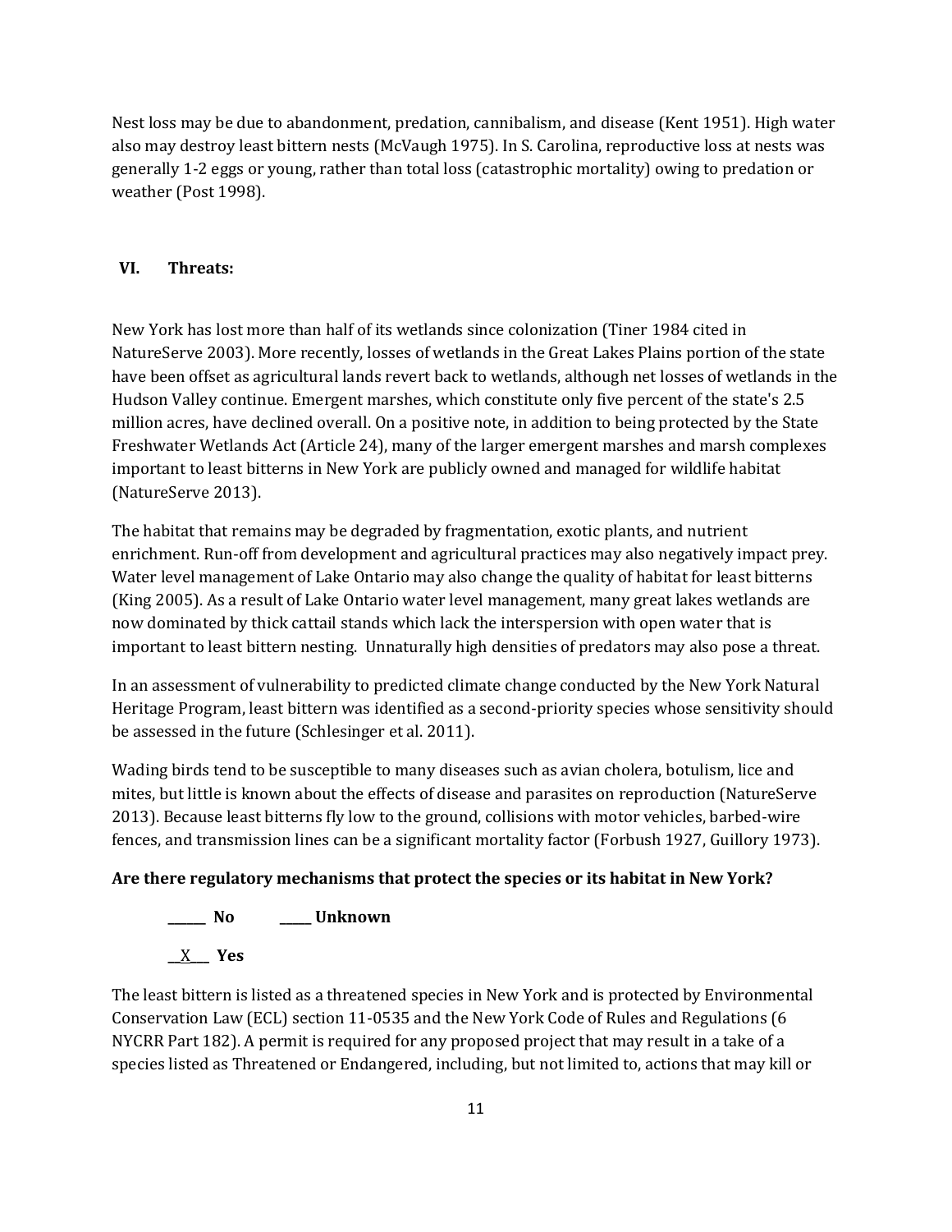Nest loss may be due to abandonment, predation, cannibalism, and disease (Kent 1951). High water also may destroy least bittern nests (McVaugh 1975). In S. Carolina, reproductive loss at nests was generally 1-2 eggs or young, rather than total loss (catastrophic mortality) owing to predation or weather (Post 1998).

## VI. Threats:

New York has lost more than half of its wetlands since colonization (Tiner 1984 cited in NatureServe 2003). More recently, losses of wetlands in the Great Lakes Plains portion of the state have been offset as agricultural lands revert back to wetlands, although net losses of wetlands in the Hudson Valley continue. Emergent marshes, which constitute only five percent of the state's 2.5 million acres, have declined overall. On a positive note, in addition to being protected by the State Freshwater Wetlands Act (Article 24), many of the larger emergent marshes and marsh complexes important to least bitterns in New York are publicly owned and managed for wildlife habitat (NatureServe 2013).

The habitat that remains may be degraded by fragmentation, exotic plants, and nutrient enrichment. Run-off from development and agricultural practices may also negatively impact prey. Water level management of Lake Ontario may also change the quality of habitat for least bitterns (King 2005). As a result of Lake Ontario water level management, many great lakes wetlands are now dominated by thick cattail stands which lack the interspersion with open water that is important to least bittern nesting. Unnaturally high densities of predators may also pose a threat.

In an assessment of vulnerability to predicted climate change conducted by the New York Natural Heritage Program, least bittern was identified as a second-priority species whose sensitivity should be assessed in the future (Schlesinger et al. 2011).

Wading birds tend to be susceptible to many diseases such as avian cholera, botulism, lice and mites, but little is known about the effects of disease and parasites on reproduction (NatureServe 2013). Because least bitterns fly low to the ground, collisions with motor vehicles, barbed-wire fences, and transmission lines can be a significant mortality factor (Forbush 1927, Guillory 1973).

**Are there regulatory mechanisms that protect the species or its habitat in New York?**

**______ No** **_____ Unknown**

__X___ **Yes**

The least bittern is listed as a threatened species in New York and is protected by Environmental Conservation Law (ECL) section 11-0535 and the New York Code of Rules and Regulations (6 NYCRR Part 182). A permit is required for any proposed project that may result in a take of a species listed as Threatened or Endangered, including, but not limited to, actions that may kill or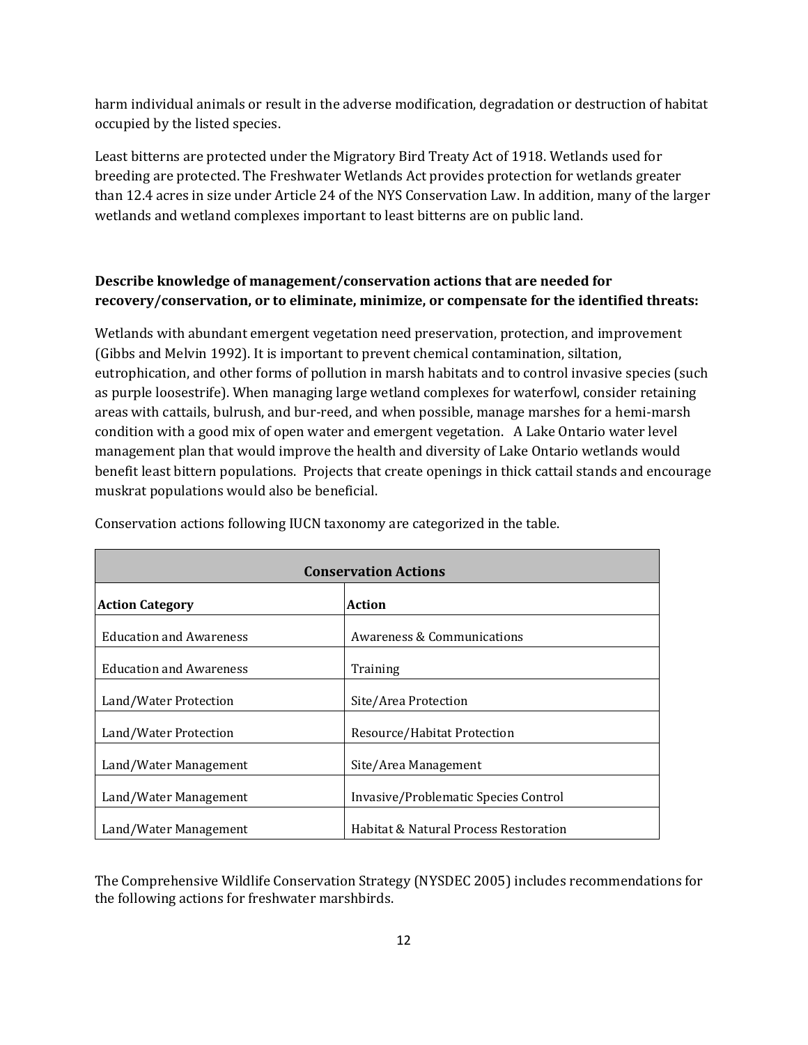harm individual animals or result in the adverse modification, degradation or destruction of habitat occupied by the listed species.

Least bitterns are protected under the Migratory Bird Treaty Act of 1918. Wetlands used for breeding are protected. The Freshwater Wetlands Act provides protection for wetlands greater than 12.4 acres in size under Article 24 of the NYS Conservation Law. In addition, many of the larger wetlands and wetland complexes important to least bitterns are on public land.

**Describe knowledge of management/conservation actions that are needed for recovery/conservation, or to eliminate, minimize, or compensate for the identified threats:**

Wetlands with abundant emergent vegetation need preservation, protection, and improvement (Gibbs and Melvin 1992). It is important to prevent chemical contamination, siltation, eutrophication, and other forms of pollution in marsh habitats and to control invasive species (such as purple loosestrife). When managing large wetland complexes for waterfowl, consider retaining areas with cattails, bulrush, and bur-reed, and when possible, manage marshes for a hemi-marsh condition with a good mix of open water and emergent vegetation. A Lake Ontario water level management plan that would improve the health and diversity of Lake Ontario wetlands would benefit least bittern populations. Projects that create openings in thick cattail stands and encourage muskrat populations would also be beneficial.

Conservation actions following IUCN taxonomy are categorized in the table.

| **Conservation Actions** | |
|---|---|
| **Action Category** | **Action** |
| Education and Awareness | Awareness & Communications |
| Education and Awareness | Training |
| Land/Water Protection | Site/Area Protection |
| Land/Water Protection | Resource/Habitat Protection |
| Land/Water Management | Site/Area Management |
| Land/Water Management | Invasive/Problematic Species Control |
| Land/Water Management | Habitat & Natural Process Restoration |

The Comprehensive Wildlife Conservation Strategy (NYSDEC 2005) includes recommendations for the following actions for freshwater marshbirds.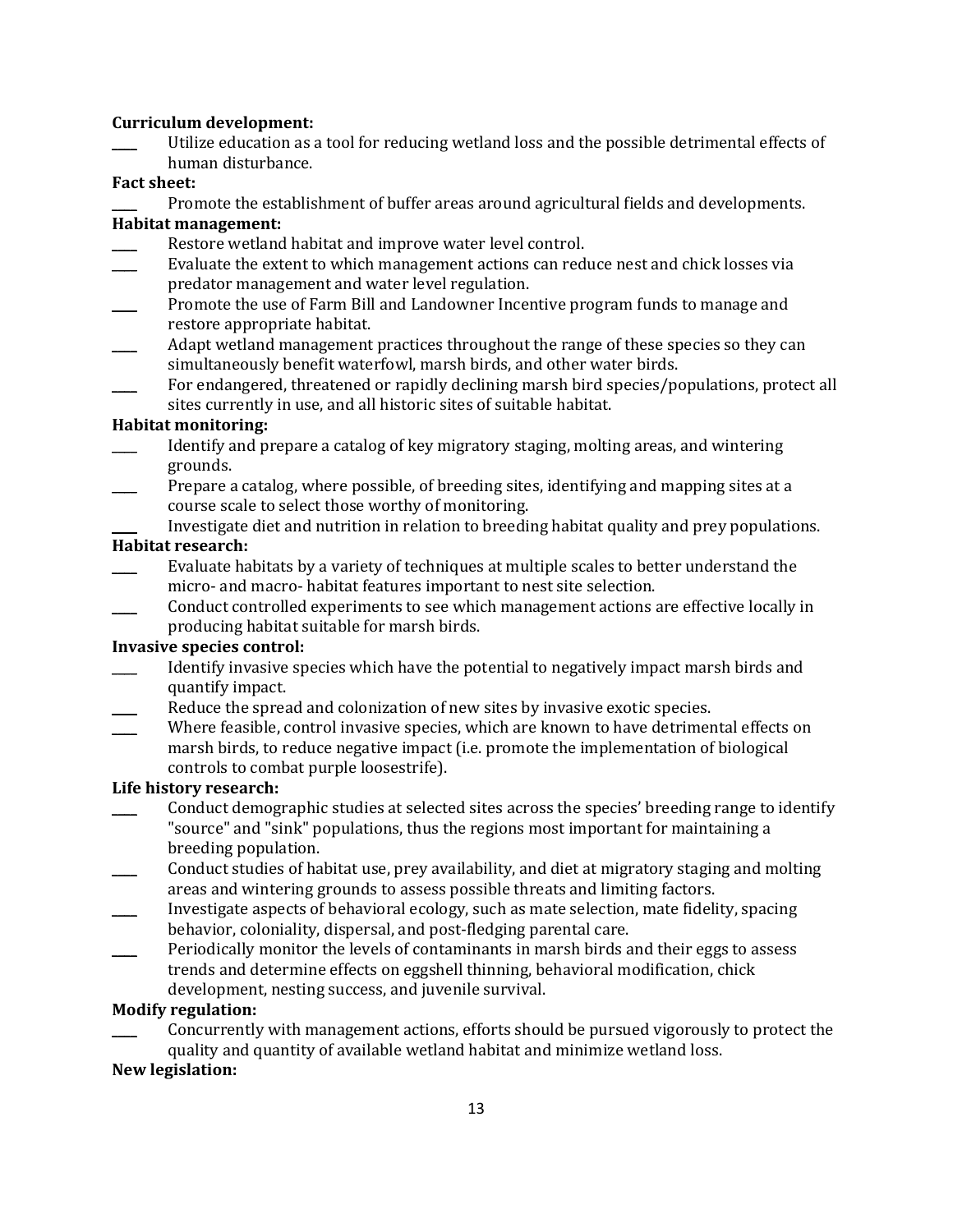**Curriculum development:**

____ Utilize education as a tool for reducing wetland loss and the possible detrimental effects of human disturbance.

**Fact sheet:**

____ Promote the establishment of buffer areas around agricultural fields and developments.

**Habitat management:**

____ Restore wetland habitat and improve water level control.

____ Evaluate the extent to which management actions can reduce nest and chick losses via predator management and water level regulation.

____ Promote the use of Farm Bill and Landowner Incentive program funds to manage and restore appropriate habitat.

____ Adapt wetland management practices throughout the range of these species so they can simultaneously benefit waterfowl, marsh birds, and other water birds.

____ For endangered, threatened or rapidly declining marsh bird species/populations, protect all sites currently in use, and all historic sites of suitable habitat.

**Habitat monitoring:**

____ Identify and prepare a catalog of key migratory staging, molting areas, and wintering grounds.

____ Prepare a catalog, where possible, of breeding sites, identifying and mapping sites at a course scale to select those worthy of monitoring.

____ Investigate diet and nutrition in relation to breeding habitat quality and prey populations.

**Habitat research:**

____ Evaluate habitats by a variety of techniques at multiple scales to better understand the micro- and macro- habitat features important to nest site selection.

____ Conduct controlled experiments to see which management actions are effective locally in producing habitat suitable for marsh birds.

**Invasive species control:**

____ Identify invasive species which have the potential to negatively impact marsh birds and quantify impact.

____ Reduce the spread and colonization of new sites by invasive exotic species.

____ Where feasible, control invasive species, which are known to have detrimental effects on marsh birds, to reduce negative impact (i.e. promote the implementation of biological controls to combat purple loosestrife).

**Life history research:**

____ Conduct demographic studies at selected sites across the species' breeding range to identify "source" and "sink" populations, thus the regions most important for maintaining a breeding population.

____ Conduct studies of habitat use, prey availability, and diet at migratory staging and molting areas and wintering grounds to assess possible threats and limiting factors.

____ Investigate aspects of behavioral ecology, such as mate selection, mate fidelity, spacing behavior, coloniality, dispersal, and post-fledging parental care.

____ Periodically monitor the levels of contaminants in marsh birds and their eggs to assess trends and determine effects on eggshell thinning, behavioral modification, chick development, nesting success, and juvenile survival.

**Modify regulation:**

____ Concurrently with management actions, efforts should be pursued vigorously to protect the quality and quantity of available wetland habitat and minimize wetland loss.

**New legislation:**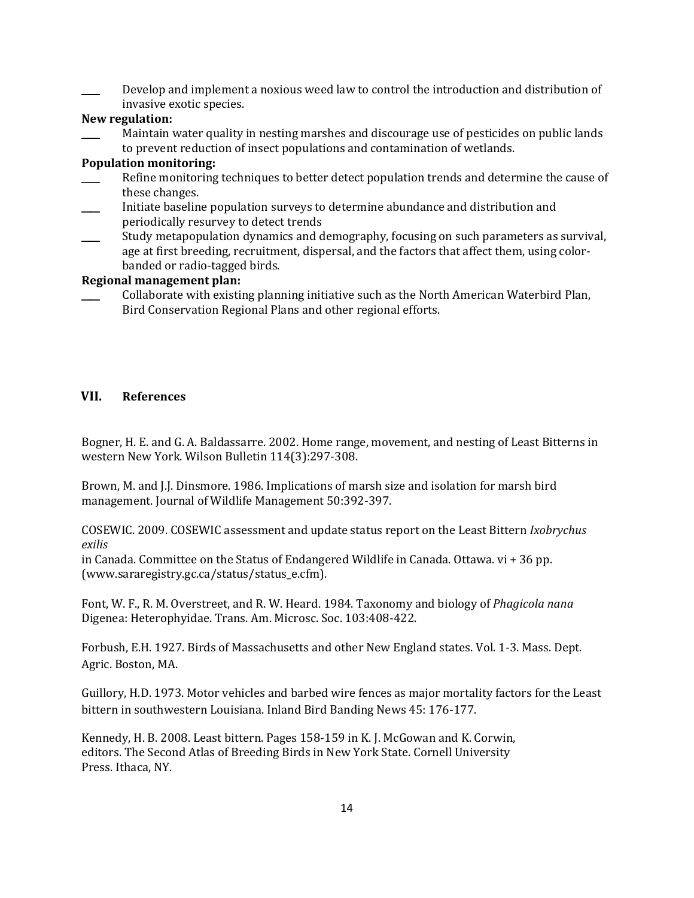____ Develop and implement a noxious weed law to control the introduction and distribution of invasive exotic species.

**New regulation:**

____ Maintain water quality in nesting marshes and discourage use of pesticides on public lands to prevent reduction of insect populations and contamination of wetlands.

**Population monitoring:**

____ Refine monitoring techniques to better detect population trends and determine the cause of these changes.

____ Initiate baseline population surveys to determine abundance and distribution and periodically resurvey to detect trends

____ Study metapopulation dynamics and demography, focusing on such parameters as survival, age at first breeding, recruitment, dispersal, and the factors that affect them, using color-banded or radio-tagged birds.

**Regional management plan:**

____ Collaborate with existing planning initiative such as the North American Waterbird Plan, Bird Conservation Regional Plans and other regional efforts.

## VII. References

Bogner, H. E. and G. A. Baldassarre. 2002. Home range, movement, and nesting of Least Bitterns in western New York. Wilson Bulletin 114(3):297-308.

Brown, M. and J.J. Dinsmore. 1986. Implications of marsh size and isolation for marsh bird management. Journal of Wildlife Management 50:392-397.

COSEWIC. 2009. COSEWIC assessment and update status report on the Least Bittern *Ixobrychus exilis*
in Canada. Committee on the Status of Endangered Wildlife in Canada. Ottawa. vi + 36 pp. (www.sararegistry.gc.ca/status/status_e.cfm).

Font, W. F., R. M. Overstreet, and R. W. Heard. 1984. Taxonomy and biology of *Phagicola nana* Digenea: Heterophyidae. Trans. Am. Microsc. Soc. 103:408-422.

Forbush, E.H. 1927. Birds of Massachusetts and other New England states. Vol. 1-3. Mass. Dept. Agric. Boston, MA.

Guillory, H.D. 1973. Motor vehicles and barbed wire fences as major mortality factors for the Least bittern in southwestern Louisiana. Inland Bird Banding News 45: 176-177.

Kennedy, H. B. 2008. Least bittern. Pages 158-159 in K. J. McGowan and K. Corwin, editors. The Second Atlas of Breeding Birds in New York State. Cornell University Press. Ithaca, NY.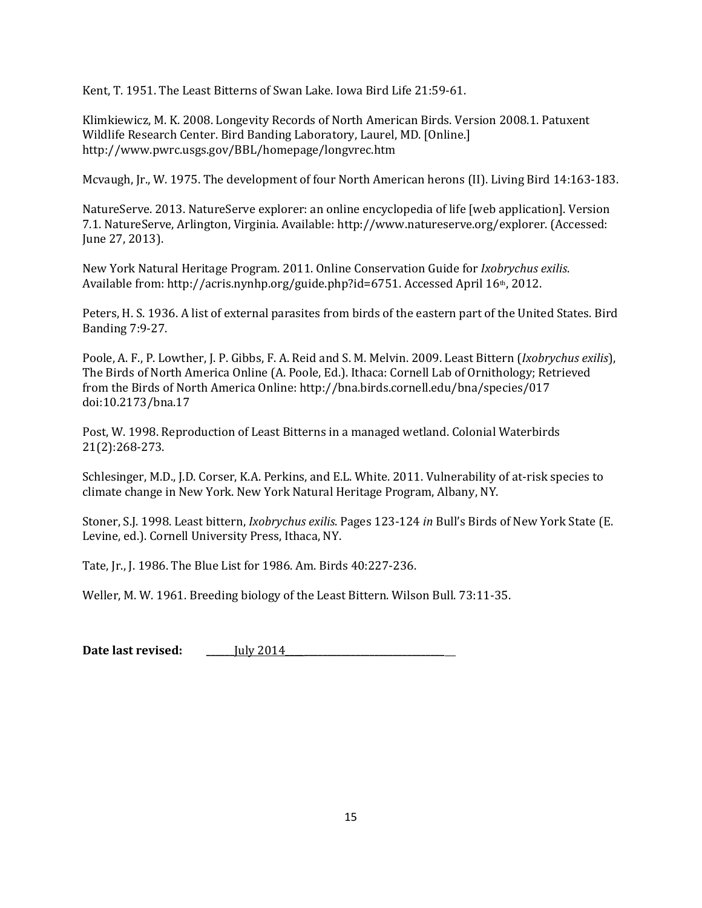Kent, T. 1951. The Least Bitterns of Swan Lake. Iowa Bird Life 21:59-61.

Klimkiewicz, M. K. 2008. Longevity Records of North American Birds. Version 2008.1. Patuxent Wildlife Research Center. Bird Banding Laboratory, Laurel, MD. [Online.] http://www.pwrc.usgs.gov/BBL/homepage/longvrec.htm

Mcvaugh, Jr., W. 1975. The development of four North American herons (II). Living Bird 14:163-183.

NatureServe. 2013. NatureServe explorer: an online encyclopedia of life [web application]. Version 7.1. NatureServe, Arlington, Virginia. Available: http://www.natureserve.org/explorer. (Accessed: June 27, 2013).

New York Natural Heritage Program. 2011. Online Conservation Guide for *Ixobrychus exilis*. Available from: http://acris.nynhp.org/guide.php?id=6751. Accessed April 16th, 2012.

Peters, H. S. 1936. A list of external parasites from birds of the eastern part of the United States. Bird Banding 7:9-27.

Poole, A. F., P. Lowther, J. P. Gibbs, F. A. Reid and S. M. Melvin. 2009. Least Bittern (*Ixobrychus exilis*), The Birds of North America Online (A. Poole, Ed.). Ithaca: Cornell Lab of Ornithology; Retrieved from the Birds of North America Online: http://bna.birds.cornell.edu/bna/species/017 doi:10.2173/bna.17

Post, W. 1998. Reproduction of Least Bitterns in a managed wetland. Colonial Waterbirds 21(2):268-273.

Schlesinger, M.D., J.D. Corser, K.A. Perkins, and E.L. White. 2011. Vulnerability of at-risk species to climate change in New York. New York Natural Heritage Program, Albany, NY.

Stoner, S.J. 1998. Least bittern, *Ixobrychus exilis*. Pages 123-124 *in* Bull's Birds of New York State (E. Levine, ed.). Cornell University Press, Ithaca, NY.

Tate, Jr., J. 1986. The Blue List for 1986. Am. Birds 40:227-236.

Weller, M. W. 1961. Breeding biology of the Least Bittern. Wilson Bull. 73:11-35.

**Date last revised:** July 2014